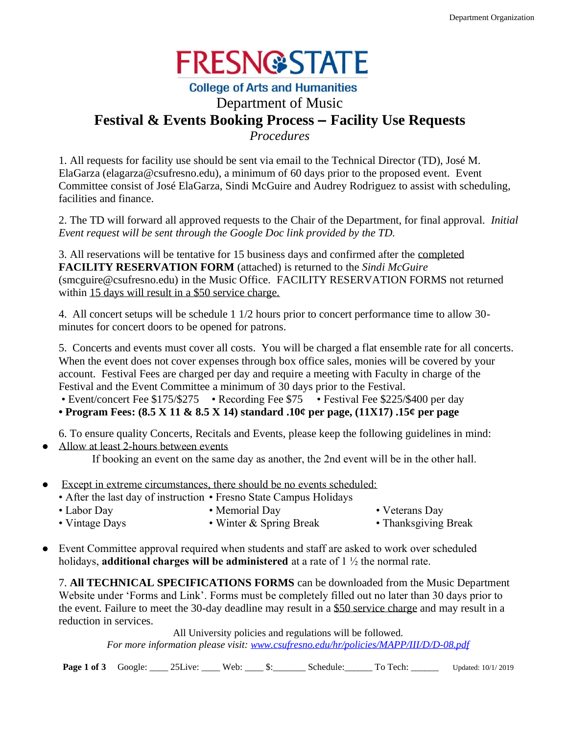# FRESNO STATE

**College of Arts and Humanities**

## Department of Music

## Festival & Events Booking Process – Facility Use Requests

*Procedures*

1. All requests for facility use should be sent via email to the Technical Director (TD), José M. ElaGarza (elagarza@csufresno.edu), a minimum of 60 days prior to the proposed event. Event Committee consist of José ElaGarza, Sindi McGuire and Audrey Rodriguez to assist with scheduling, facilities and finance.

2. The TD will forward all approved requests to the Chair of the Department, for final approval. *Initial Event request will be sent through the Google Doc link provided by the TD.*

3. All reservations will be tentative for 15 business days and confirmed after the completed **FACILITY RESERVATION FORM** (attached) is returned to the *Sindi McGuire* (smcguire@csufresno.edu) in the Music Office. FACILITY RESERVATION FORMS not returned within 15 days will result in a $50 service charge.

4. All concert setups will be schedule 1 1/2 hours prior to concert performance time to allow 30-minutes for concert doors to be opened for patrons.

5. Concerts and events must cover all costs. You will be charged a flat ensemble rate for all concerts. When the event does not cover expenses through box office sales, monies will be covered by your account. Festival Fees are charged per day and require a meeting with Faculty in charge of the Festival and the Event Committee a minimum of 30 days prior to the Festival.

- Event/concert Fee $175/$275 • Recording Fee $75 • Festival Fee $225/$400 per day
- **Program Fees: (8.5 X 11 & 8.5 X 14) standard .10¢ per page, (11X17) .15¢ per page**

6. To ensure quality Concerts, Recitals and Events, please keep the following guidelines in mind:

- Allow at least 2-hours between events

  If booking an event on the same day as another, the 2nd event will be in the other hall.

- Except in extreme circumstances, there should be no events scheduled:
  - After the last day of instruction
  - Fresno State Campus Holidays
  - Labor Day
  - Memorial Day
  - Veterans Day
  - Vintage Days
  - Winter & Spring Break
  - Thanksgiving Break

- Event Committee approval required when students and staff are asked to work over scheduled holidays, **additional charges will be administered** at a rate of 1 ½ the normal rate.

7. **All TECHNICAL SPECIFICATIONS FORMS** can be downloaded from the Music Department Website under 'Forms and Link'. Forms must be completely filled out no later than 30 days prior to the event. Failure to meet the 30-day deadline may result in a $50 service charge and may result in a reduction in services.

All University policies and regulations will be followed.

*For more information please visit: www.csufresno.edu/hr/policies/MAPP/III/D/D-08.pdf*

Google: ____ 25Live: ____ Web: ____ $:_______ Schedule:______ To Tech: ______ Updated: 10/1/ 2019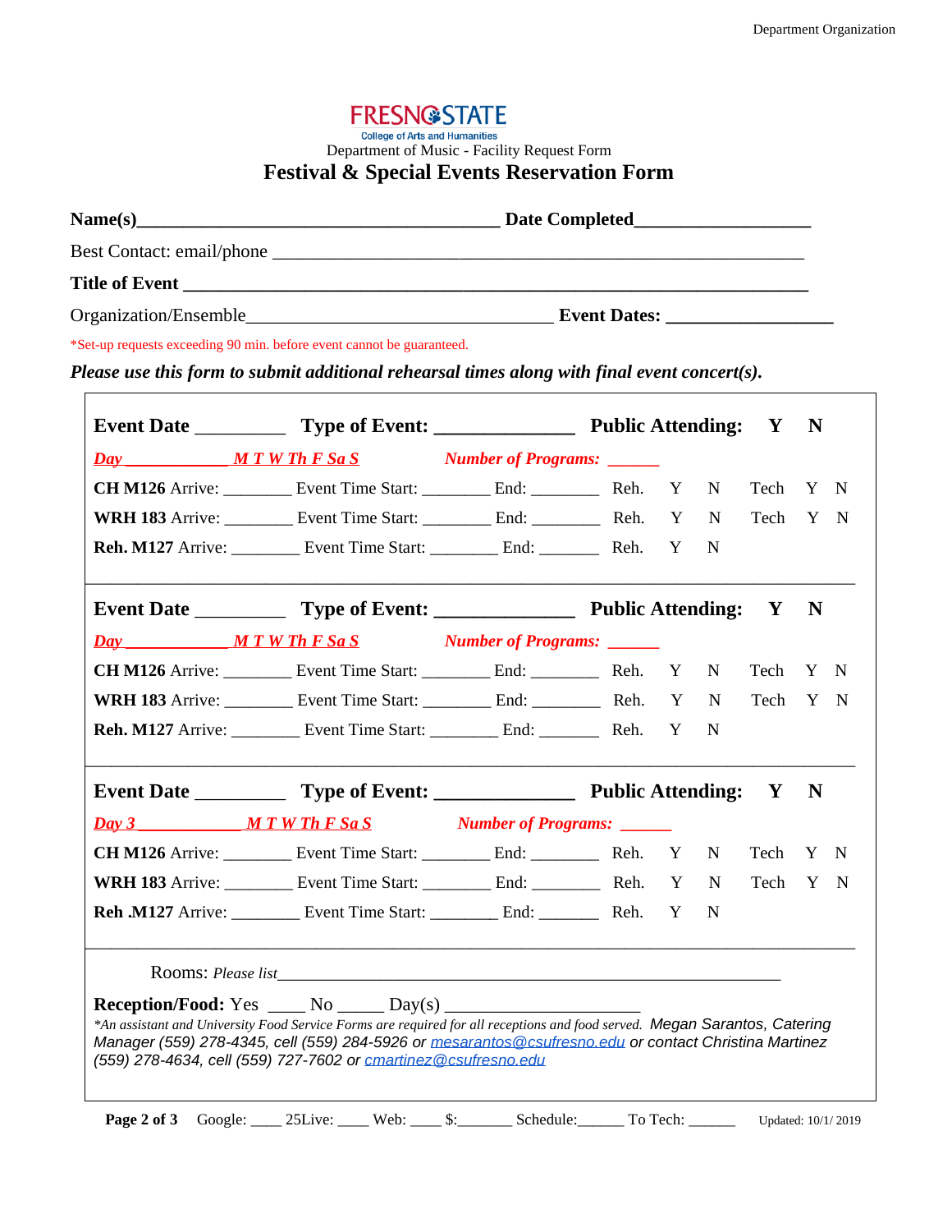FRESNO STATE
College of Arts and Humanities

Department of Music - Facility Request Form

# Festival & Special Events Reservation Form

**Name(s)**_______________________________________ **Date Completed**__________________

Best Contact: email/phone ___________________________________________________________

**Title of Event** ____________________________________________________________________

Organization/Ensemble_________________________________ **Event Dates:** _________________

*Set-up requests exceeding 90 min. before event cannot be guaranteed.

***Please use this form to submit additional rehearsal times along with final event concert(s).***

**Event Date** _________ **Type of Event:** ______________ **Public Attending: Y N**

***Day ____________ M T W Th F Sa S*** ***Number of Programs: ______***

**CH M126** Arrive: ________ Event Time Start: ________ End: ________ Reh. Y N Tech Y N

**WRH 183** Arrive: ________ Event Time Start: ________ End: ________ Reh. Y N Tech Y N

**Reh. M127** Arrive: ________ Event Time Start: ________ End: _______ Reh. Y N

---

**Event Date** _________ **Type of Event:** ______________ **Public Attending: Y N**

***Day ____________ M T W Th F Sa S*** ***Number of Programs: ______***

**CH M126** Arrive: ________ Event Time Start: ________ End: ________ Reh. Y N Tech Y N

**WRH 183** Arrive: ________ Event Time Start: ________ End: ________ Reh. Y N Tech Y N

**Reh. M127** Arrive: ________ Event Time Start: ________ End: _______ Reh. Y N

---

**Event Date** _________ **Type of Event:** ______________ **Public Attending: Y N**

***Day 3 ____________ M T W Th F Sa S*** ***Number of Programs: ______***

**CH M126** Arrive: ________ Event Time Start: ________ End: ________ Reh. Y N Tech Y N

**WRH 183** Arrive: ________ Event Time Start: ________ End: ________ Reh. Y N Tech Y N

**Reh .M127** Arrive: ________ Event Time Start: ________ End: _______ Reh. Y N

---

Rooms: *Please list*__________________________________________________________

**Reception/Food:** Yes ____ No _____ Day(s) ____________________

*\*An assistant and University Food Service Forms are required for all receptions and food served. Megan Sarantos, Catering Manager (559) 278-4345, cell (559) 284-5926 or mesarantos@csufresno.edu or contact Christina Martinez (559) 278-4634, cell (559) 727-7602 or cmartinez@csufresno.edu*

Google: ____ 25Live: ____ Web: ____ $:_______ Schedule:______ To Tech: ______

Updated: 10/1/ 2019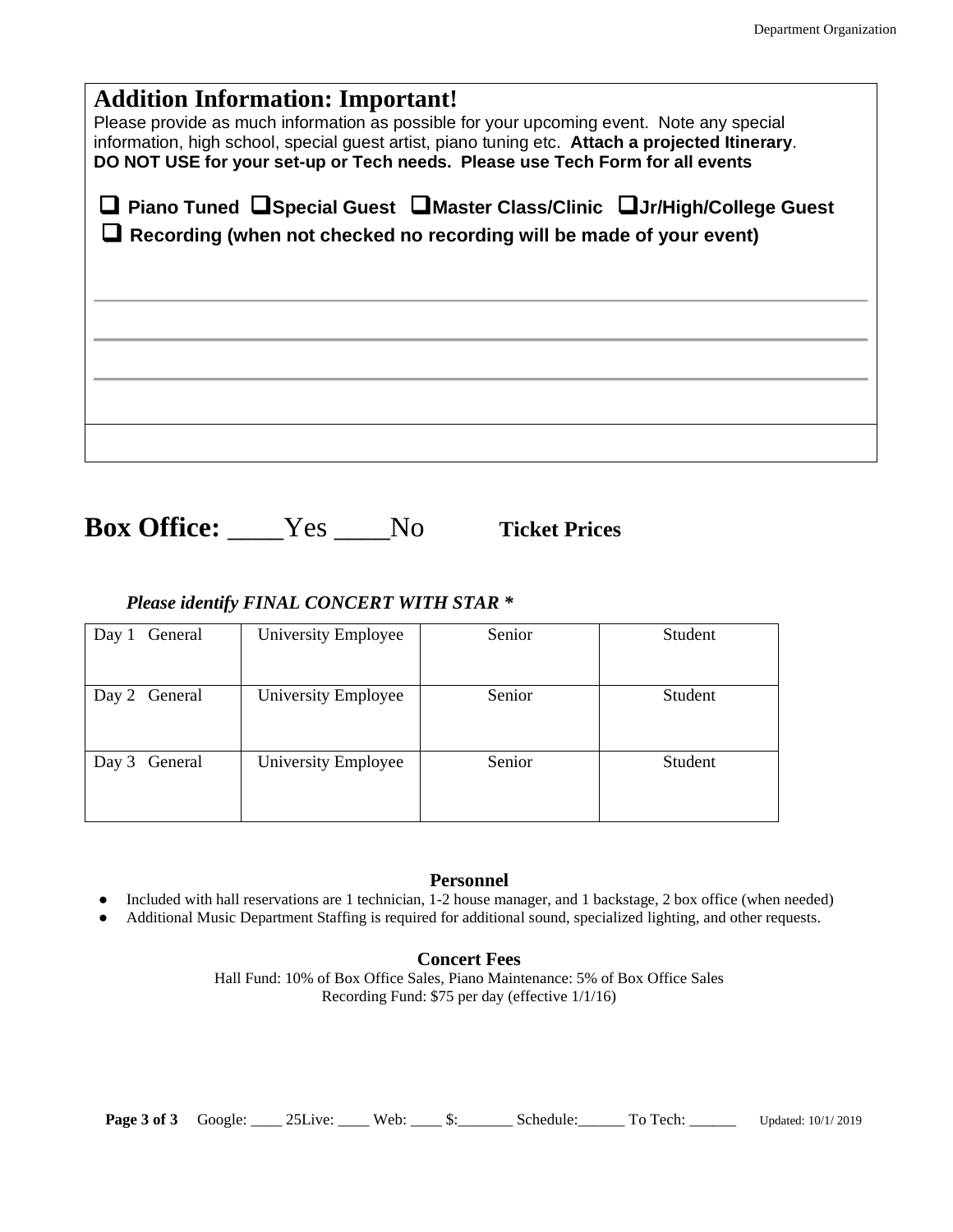## Addition Information: Important!

Please provide as much information as possible for your upcoming event. Note any special information, high school, special guest artist, piano tuning etc. **Attach a projected Itinerary**.
**DO NOT USE for your set-up or Tech needs. Please use Tech Form for all events**

- ❑ **Piano Tuned** ❑ **Special Guest** ❑ **Master Class/Clinic** ❑ **Jr/High/College Guest**
- ❑ **Recording (when not checked no recording will be made of your event)**

---

---

---

# Box Office: ____Yes ____No **Ticket Prices**

***Please identify FINAL CONCERT WITH STAR \****

| | | | |
|---|---|---|---|
| Day 1 General | University Employee | Senior | Student |
| Day 2 General | University Employee | Senior | Student |
| Day 3 General | University Employee | Senior | Student |

### Personnel

- Included with hall reservations are 1 technician, 1-2 house manager, and 1 backstage, 2 box office (when needed)
- Additional Music Department Staffing is required for additional sound, specialized lighting, and other requests.

### Concert Fees

Hall Fund: 10% of Box Office Sales, Piano Maintenance: 5% of Box Office Sales
Recording Fund: $75 per day (effective 1/1/16)

Google: ____ 25Live: ____ Web: ____ $:_______ Schedule:______ To Tech: ______ Updated: 10/1/ 2019